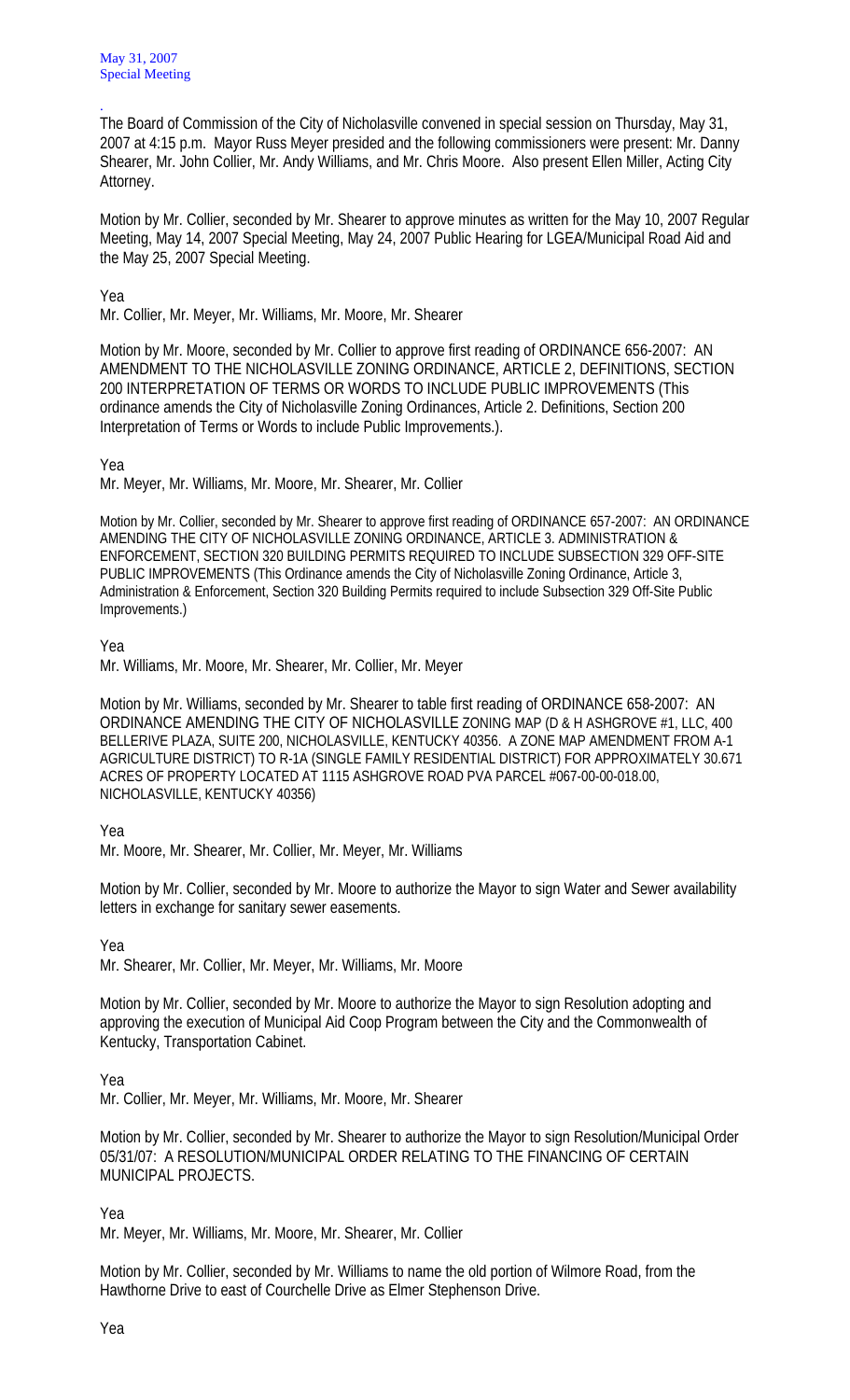May 31, 2007
Special Meeting

.
The Board of Commission of the City of Nicholasville convened in special session on Thursday, May 31, 2007 at 4:15 p.m. Mayor Russ Meyer presided and the following commissioners were present: Mr. Danny Shearer, Mr. John Collier, Mr. Andy Williams, and Mr. Chris Moore. Also present Ellen Miller, Acting City Attorney.

Motion by Mr. Collier, seconded by Mr. Shearer to approve minutes as written for the May 10, 2007 Regular Meeting, May 14, 2007 Special Meeting, May 24, 2007 Public Hearing for LGEA/Municipal Road Aid and the May 25, 2007 Special Meeting.

Yea
Mr. Collier, Mr. Meyer, Mr. Williams, Mr. Moore, Mr. Shearer

Motion by Mr. Moore, seconded by Mr. Collier to approve first reading of ORDINANCE 656-2007: AN AMENDMENT TO THE NICHOLASVILLE ZONING ORDINANCE, ARTICLE 2, DEFINITIONS, SECTION 200 INTERPRETATION OF TERMS OR WORDS TO INCLUDE PUBLIC IMPROVEMENTS (This ordinance amends the City of Nicholasville Zoning Ordinances, Article 2. Definitions, Section 200 Interpretation of Terms or Words to include Public Improvements.).

Yea
Mr. Meyer, Mr. Williams, Mr. Moore, Mr. Shearer, Mr. Collier

Motion by Mr. Collier, seconded by Mr. Shearer to approve first reading of ORDINANCE 657-2007: AN ORDINANCE AMENDING THE CITY OF NICHOLASVILLE ZONING ORDINANCE, ARTICLE 3. ADMINISTRATION & ENFORCEMENT, SECTION 320 BUILDING PERMITS REQUIRED TO INCLUDE SUBSECTION 329 OFF-SITE PUBLIC IMPROVEMENTS (This Ordinance amends the City of Nicholasville Zoning Ordinance, Article 3, Administration & Enforcement, Section 320 Building Permits required to include Subsection 329 Off-Site Public Improvements.)

Yea
Mr. Williams, Mr. Moore, Mr. Shearer, Mr. Collier, Mr. Meyer

Motion by Mr. Williams, seconded by Mr. Shearer to table first reading of ORDINANCE 658-2007: AN ORDINANCE AMENDING THE CITY OF NICHOLASVILLE ZONING MAP (D & H ASHGROVE #1, LLC, 400 BELLERIVE PLAZA, SUITE 200, NICHOLASVILLE, KENTUCKY 40356. A ZONE MAP AMENDMENT FROM A-1 AGRICULTURE DISTRICT) TO R-1A (SINGLE FAMILY RESIDENTIAL DISTRICT) FOR APPROXIMATELY 30.671 ACRES OF PROPERTY LOCATED AT 1115 ASHGROVE ROAD PVA PARCEL #067-00-00-018.00, NICHOLASVILLE, KENTUCKY 40356)

Yea
Mr. Moore, Mr. Shearer, Mr. Collier, Mr. Meyer, Mr. Williams

Motion by Mr. Collier, seconded by Mr. Moore to authorize the Mayor to sign Water and Sewer availability letters in exchange for sanitary sewer easements.

Yea
Mr. Shearer, Mr. Collier, Mr. Meyer, Mr. Williams, Mr. Moore

Motion by Mr. Collier, seconded by Mr. Moore to authorize the Mayor to sign Resolution adopting and approving the execution of Municipal Aid Coop Program between the City and the Commonwealth of Kentucky, Transportation Cabinet.

Yea
Mr. Collier, Mr. Meyer, Mr. Williams, Mr. Moore, Mr. Shearer

Motion by Mr. Collier, seconded by Mr. Shearer to authorize the Mayor to sign Resolution/Municipal Order 05/31/07: A RESOLUTION/MUNICIPAL ORDER RELATING TO THE FINANCING OF CERTAIN MUNICIPAL PROJECTS.

Yea
Mr. Meyer, Mr. Williams, Mr. Moore, Mr. Shearer, Mr. Collier

Motion by Mr. Collier, seconded by Mr. Williams to name the old portion of Wilmore Road, from the Hawthorne Drive to east of Courchelle Drive as Elmer Stephenson Drive.

Yea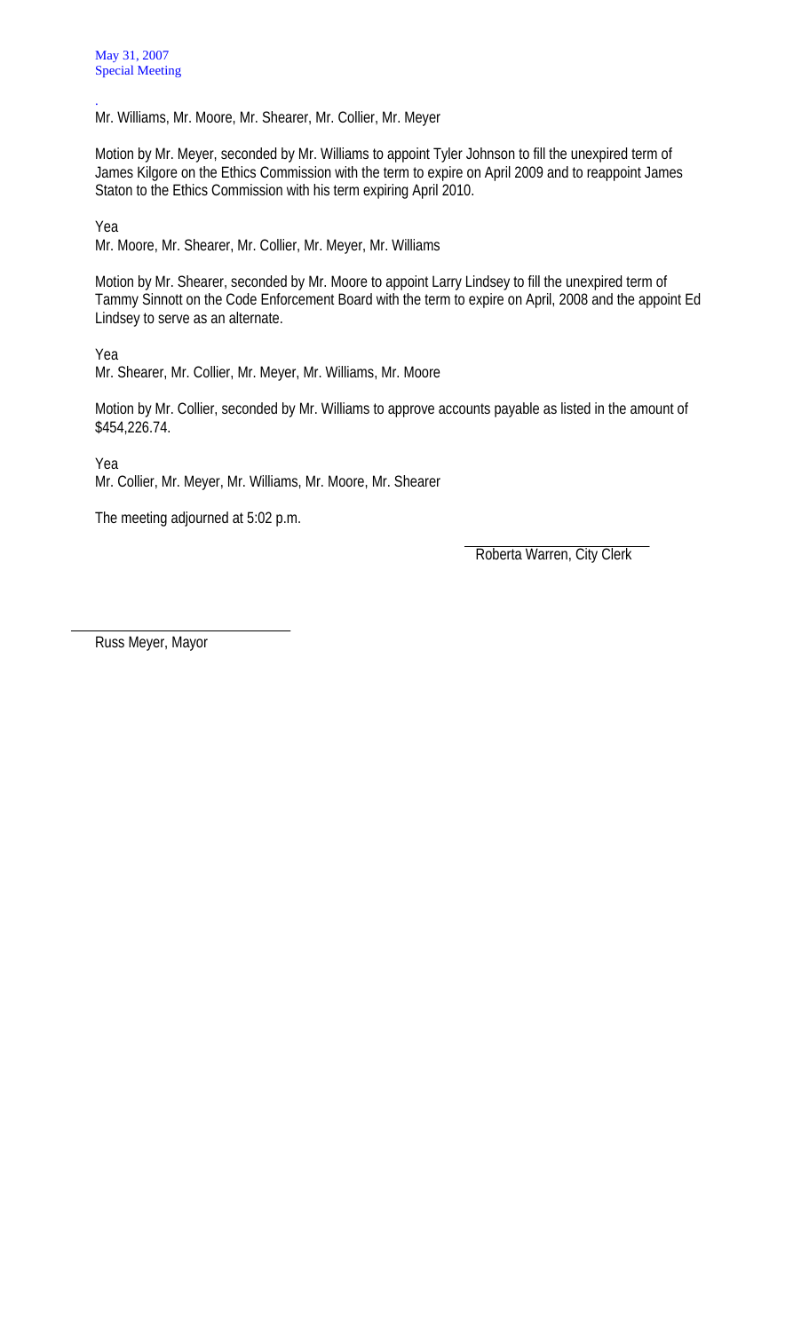Mr. Williams, Mr. Moore, Mr. Shearer, Mr. Collier, Mr. Meyer

Motion by Mr. Meyer, seconded by Mr. Williams to appoint Tyler Johnson to fill the unexpired term of James Kilgore on the Ethics Commission with the term to expire on April 2009 and to reappoint James Staton to the Ethics Commission with his term expiring April 2010.

Yea
Mr. Moore, Mr. Shearer, Mr. Collier, Mr. Meyer, Mr. Williams

Motion by Mr. Shearer, seconded by Mr. Moore to appoint Larry Lindsey to fill the unexpired term of Tammy Sinnott on the Code Enforcement Board with the term to expire on April, 2008 and the appoint Ed Lindsey to serve as an alternate.

Yea
Mr. Shearer, Mr. Collier, Mr. Meyer, Mr. Williams, Mr. Moore

Motion by Mr. Collier, seconded by Mr. Williams to approve accounts payable as listed in the amount of $454,226.74.

Yea
Mr. Collier, Mr. Meyer, Mr. Williams, Mr. Moore, Mr. Shearer

The meeting adjourned at 5:02 p.m.

Roberta Warren, City Clerk

Russ Meyer, Mayor